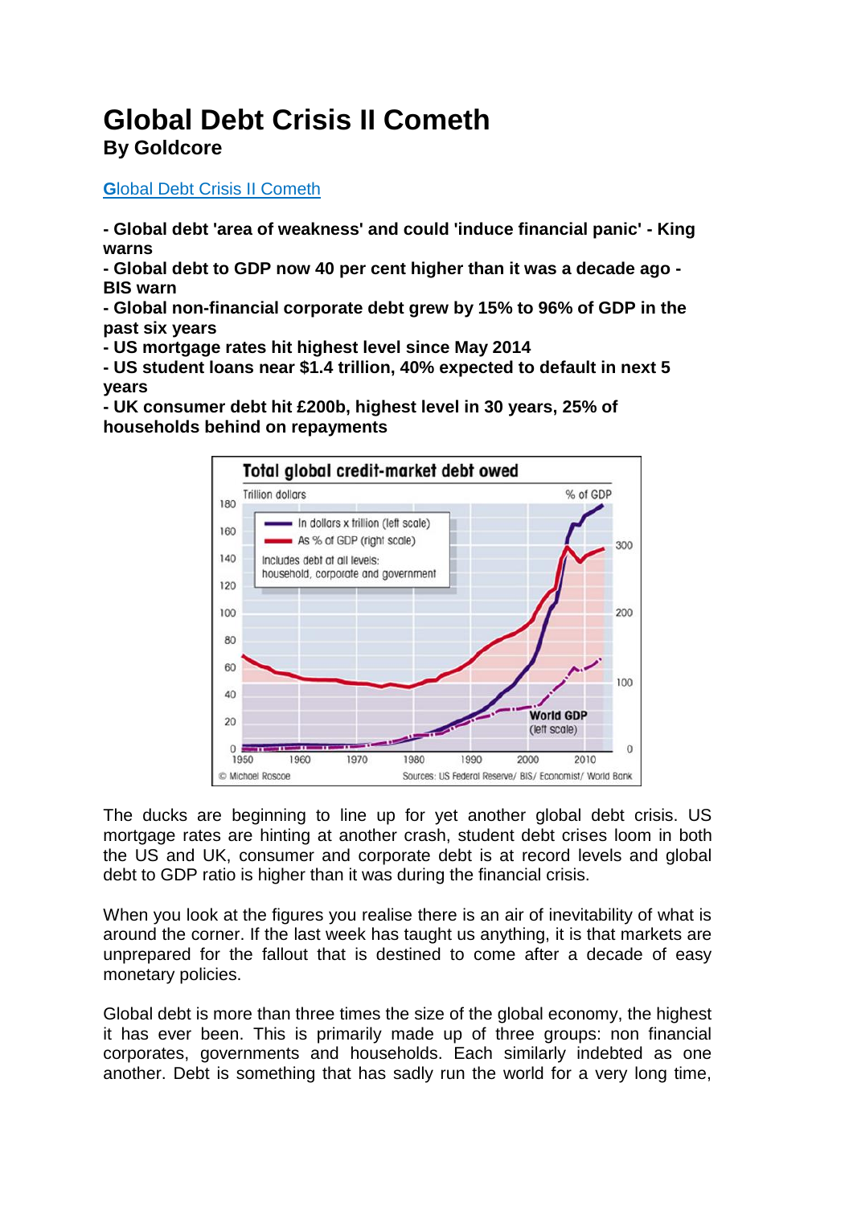# Global Debt Crisis II Cometh

**By Goldcore**

Global Debt Crisis II Cometh

**- Global debt 'area of weakness' and could 'induce financial panic' - King warns**
**- Global debt to GDP now 40 per cent higher than it was a decade ago - BIS warn**
**- Global non-financial corporate debt grew by 15% to 96% of GDP in the past six years**
**- US mortgage rates hit highest level since May 2014**
**- US student loans near $1.4 trillion, 40% expected to default in next 5 years**
**- UK consumer debt hit £200b, highest level in 30 years, 25% of households behind on repayments**

The ducks are beginning to line up for yet another global debt crisis. US mortgage rates are hinting at another crash, student debt crises loom in both the US and UK, consumer and corporate debt is at record levels and global debt to GDP ratio is higher than it was during the financial crisis.

When you look at the figures you realise there is an air of inevitability of what is around the corner. If the last week has taught us anything, it is that markets are unprepared for the fallout that is destined to come after a decade of easy monetary policies.

Global debt is more than three times the size of the global economy, the highest it has ever been. This is primarily made up of three groups: non financial corporates, governments and households. Each similarly indebted as one another. Debt is something that has sadly run the world for a very long time,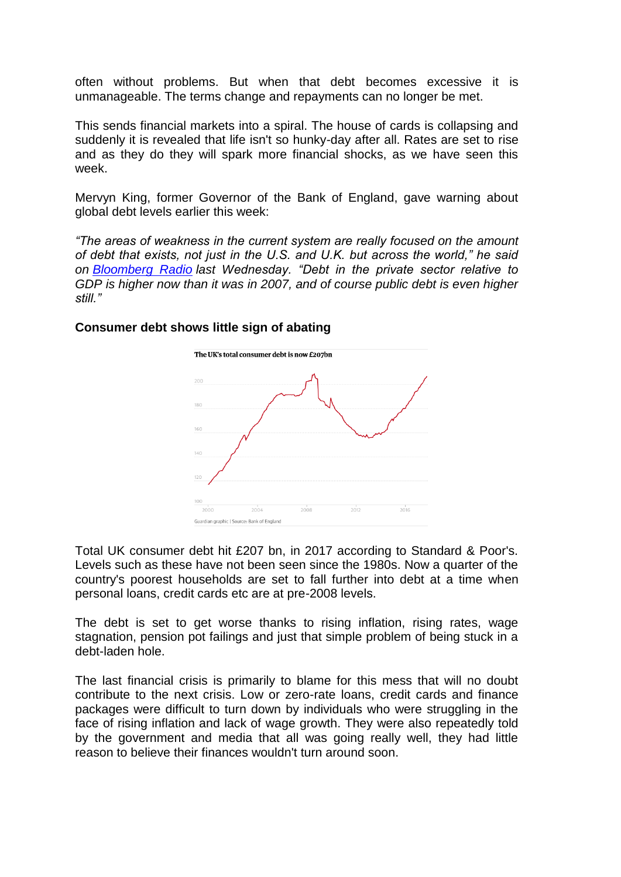often without problems. But when that debt becomes excessive it is unmanageable. The terms change and repayments can no longer be met.

This sends financial markets into a spiral. The house of cards is collapsing and suddenly it is revealed that life isn't so hunky-day after all. Rates are set to rise and as they do they will spark more financial shocks, as we have seen this week.

Mervyn King, former Governor of the Bank of England, gave warning about global debt levels earlier this week:

*"The areas of weakness in the current system are really focused on the amount of debt that exists, not just in the U.S. and U.K. but across the world," he said on [Bloomberg Radio]() last Wednesday. "Debt in the private sector relative to GDP is higher now than it was in 2007, and of course public debt is even higher still."*

**Consumer debt shows little sign of abating**

The UK's total consumer debt is now £207bn

Guardian graphic | Source: Bank of England

Total UK consumer debt hit £207 bn, in 2017 according to Standard & Poor's. Levels such as these have not been seen since the 1980s. Now a quarter of the country's poorest households are set to fall further into debt at a time when personal loans, credit cards etc are at pre-2008 levels.

The debt is set to get worse thanks to rising inflation, rising rates, wage stagnation, pension pot failings and just that simple problem of being stuck in a debt-laden hole.

The last financial crisis is primarily to blame for this mess that will no doubt contribute to the next crisis. Low or zero-rate loans, credit cards and finance packages were difficult to turn down by individuals who were struggling in the face of rising inflation and lack of wage growth. They were also repeatedly told by the government and media that all was going really well, they had little reason to believe their finances wouldn't turn around soon.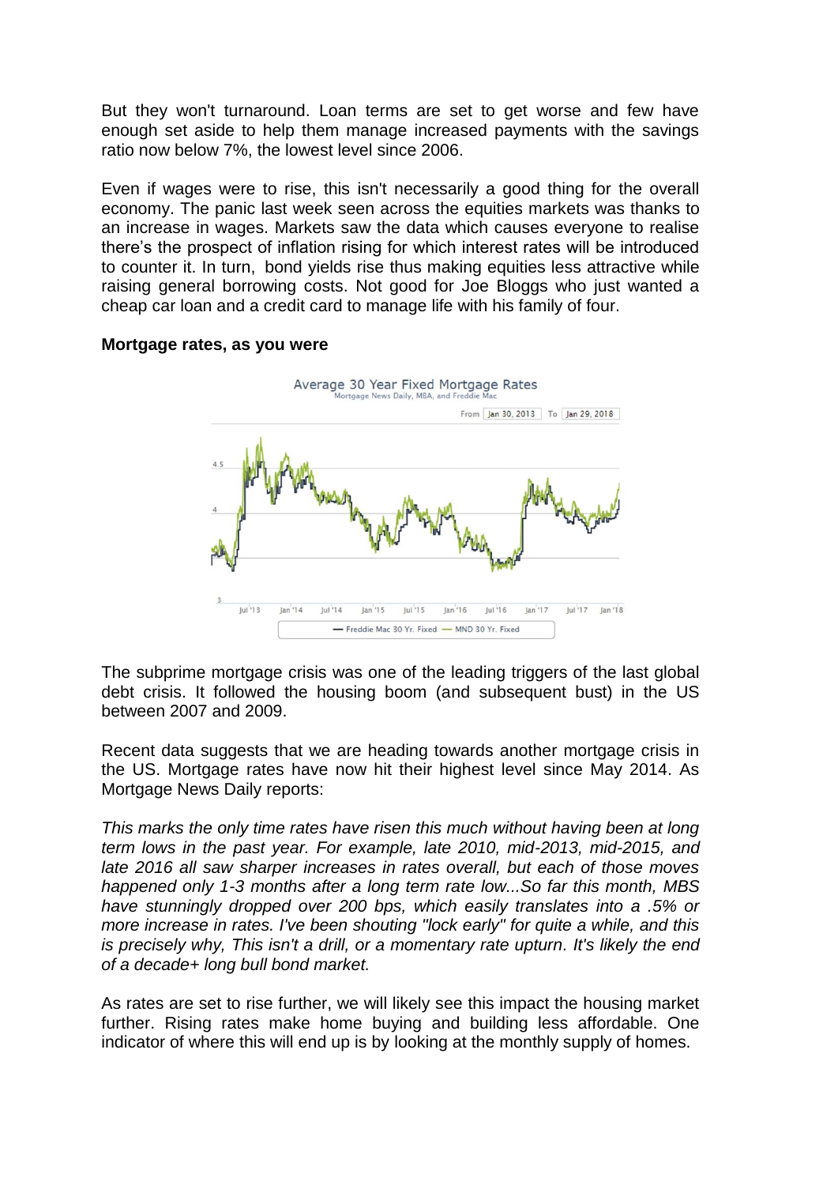But they won't turnaround. Loan terms are set to get worse and few have enough set aside to help them manage increased payments with the savings ratio now below 7%, the lowest level since 2006.

Even if wages were to rise, this isn't necessarily a good thing for the overall economy. The panic last week seen across the equities markets was thanks to an increase in wages. Markets saw the data which causes everyone to realise there's the prospect of inflation rising for which interest rates will be introduced to counter it. In turn, bond yields rise thus making equities less attractive while raising general borrowing costs. Not good for Joe Bloggs who just wanted a cheap car loan and a credit card to manage life with his family of four.

**Mortgage rates, as you were**

The subprime mortgage crisis was one of the leading triggers of the last global debt crisis. It followed the housing boom (and subsequent bust) in the US between 2007 and 2009.

Recent data suggests that we are heading towards another mortgage crisis in the US. Mortgage rates have now hit their highest level since May 2014. As Mortgage News Daily reports:

*This marks the only time rates have risen this much without having been at long term lows in the past year. For example, late 2010, mid-2013, mid-2015, and late 2016 all saw sharper increases in rates overall, but each of those moves happened only 1-3 months after a long term rate low...So far this month, MBS have stunningly dropped over 200 bps, which easily translates into a .5% or more increase in rates. I've been shouting "lock early" for quite a while, and this is precisely why, This isn't a drill, or a momentary rate upturn. It's likely the end of a decade+ long bull bond market.*

As rates are set to rise further, we will likely see this impact the housing market further. Rising rates make home buying and building less affordable. One indicator of where this will end up is by looking at the monthly supply of homes.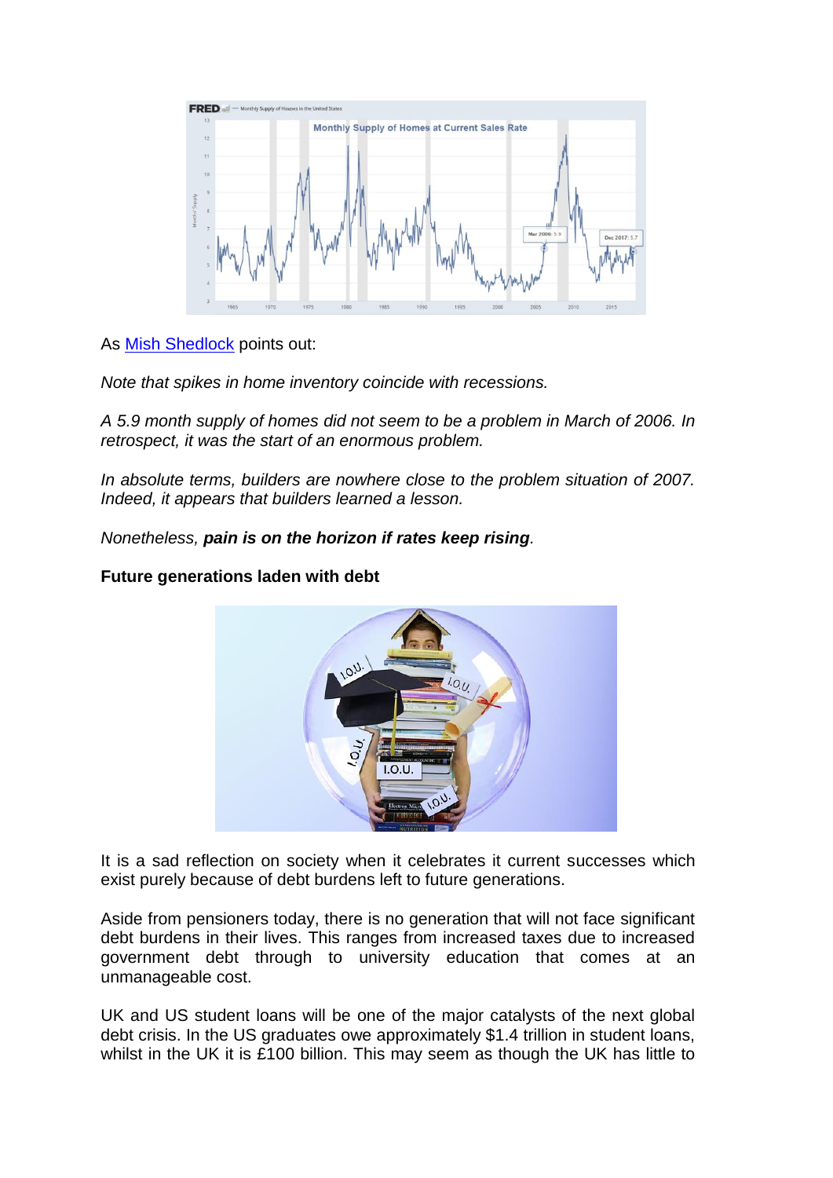As Mish Shedlock points out:

*Note that spikes in home inventory coincide with recessions.*

*A 5.9 month supply of homes did not seem to be a problem in March of 2006. In retrospect, it was the start of an enormous problem.*

*In absolute terms, builders are nowhere close to the problem situation of 2007. Indeed, it appears that builders learned a lesson.*

*Nonetheless, **pain is on the horizon if rates keep rising**.*

**Future generations laden with debt**

It is a sad reflection on society when it celebrates it current successes which exist purely because of debt burdens left to future generations.

Aside from pensioners today, there is no generation that will not face significant debt burdens in their lives. This ranges from increased taxes due to increased government debt through to university education that comes at an unmanageable cost.

UK and US student loans will be one of the major catalysts of the next global debt crisis. In the US graduates owe approximately $1.4 trillion in student loans, whilst in the UK it is £100 billion. This may seem as though the UK has little to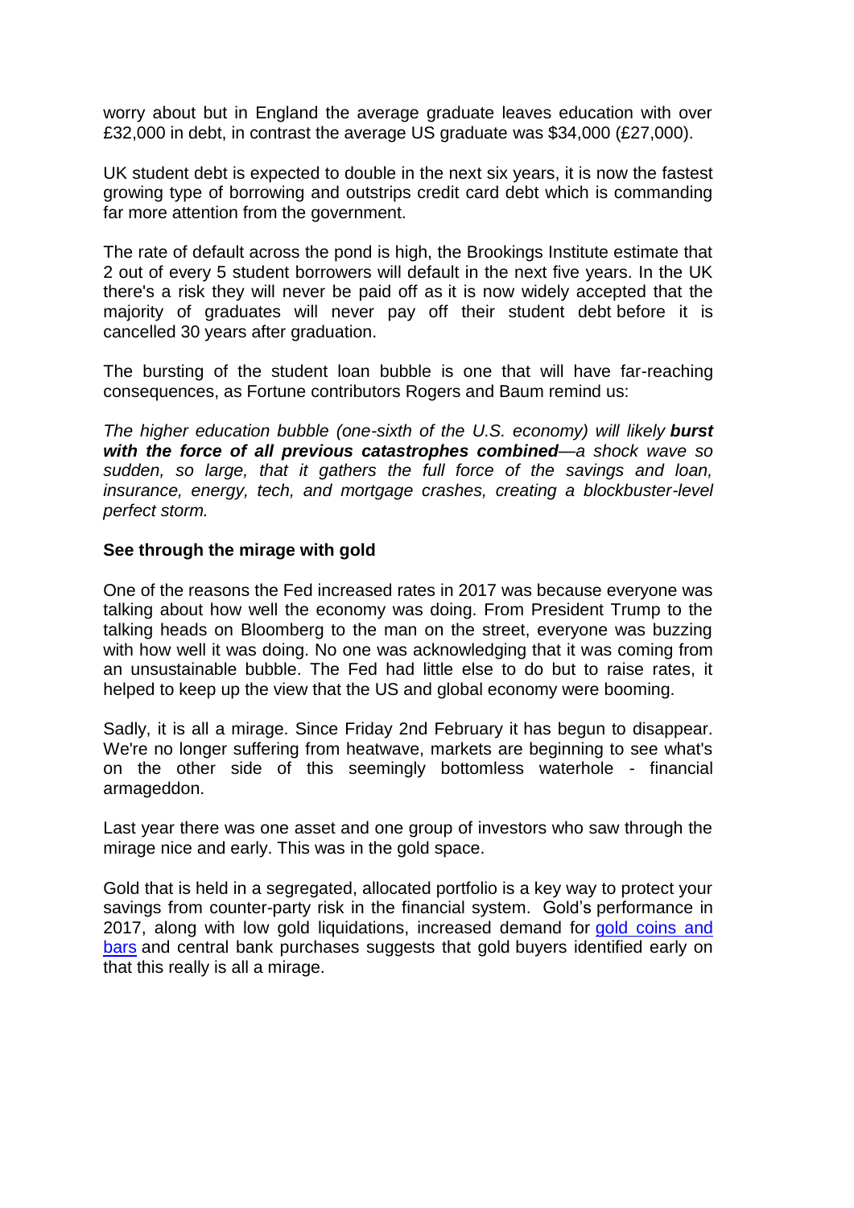worry about but in England the average graduate leaves education with over £32,000 in debt, in contrast the average US graduate was $34,000 (£27,000).

UK student debt is expected to double in the next six years, it is now the fastest growing type of borrowing and outstrips credit card debt which is commanding far more attention from the government.

The rate of default across the pond is high, the Brookings Institute estimate that 2 out of every 5 student borrowers will default in the next five years. In the UK there's a risk they will never be paid off as it is now widely accepted that the majority of graduates will never pay off their student debt before it is cancelled 30 years after graduation.

The bursting of the student loan bubble is one that will have far-reaching consequences, as Fortune contributors Rogers and Baum remind us:

*The higher education bubble (one-sixth of the U.S. economy) will likely **burst with the force of all previous catastrophes combined**—a shock wave so sudden, so large, that it gathers the full force of the savings and loan, insurance, energy, tech, and mortgage crashes, creating a blockbuster-level perfect storm.*

**See through the mirage with gold**

One of the reasons the Fed increased rates in 2017 was because everyone was talking about how well the economy was doing. From President Trump to the talking heads on Bloomberg to the man on the street, everyone was buzzing with how well it was doing. No one was acknowledging that it was coming from an unsustainable bubble. The Fed had little else to do but to raise rates, it helped to keep up the view that the US and global economy were booming.

Sadly, it is all a mirage. Since Friday 2nd February it has begun to disappear. We're no longer suffering from heatwave, markets are beginning to see what's on the other side of this seemingly bottomless waterhole - financial armageddon.

Last year there was one asset and one group of investors who saw through the mirage nice and early. This was in the gold space.

Gold that is held in a segregated, allocated portfolio is a key way to protect your savings from counter-party risk in the financial system. Gold's performance in 2017, along with low gold liquidations, increased demand for gold coins and bars and central bank purchases suggests that gold buyers identified early on that this really is all a mirage.